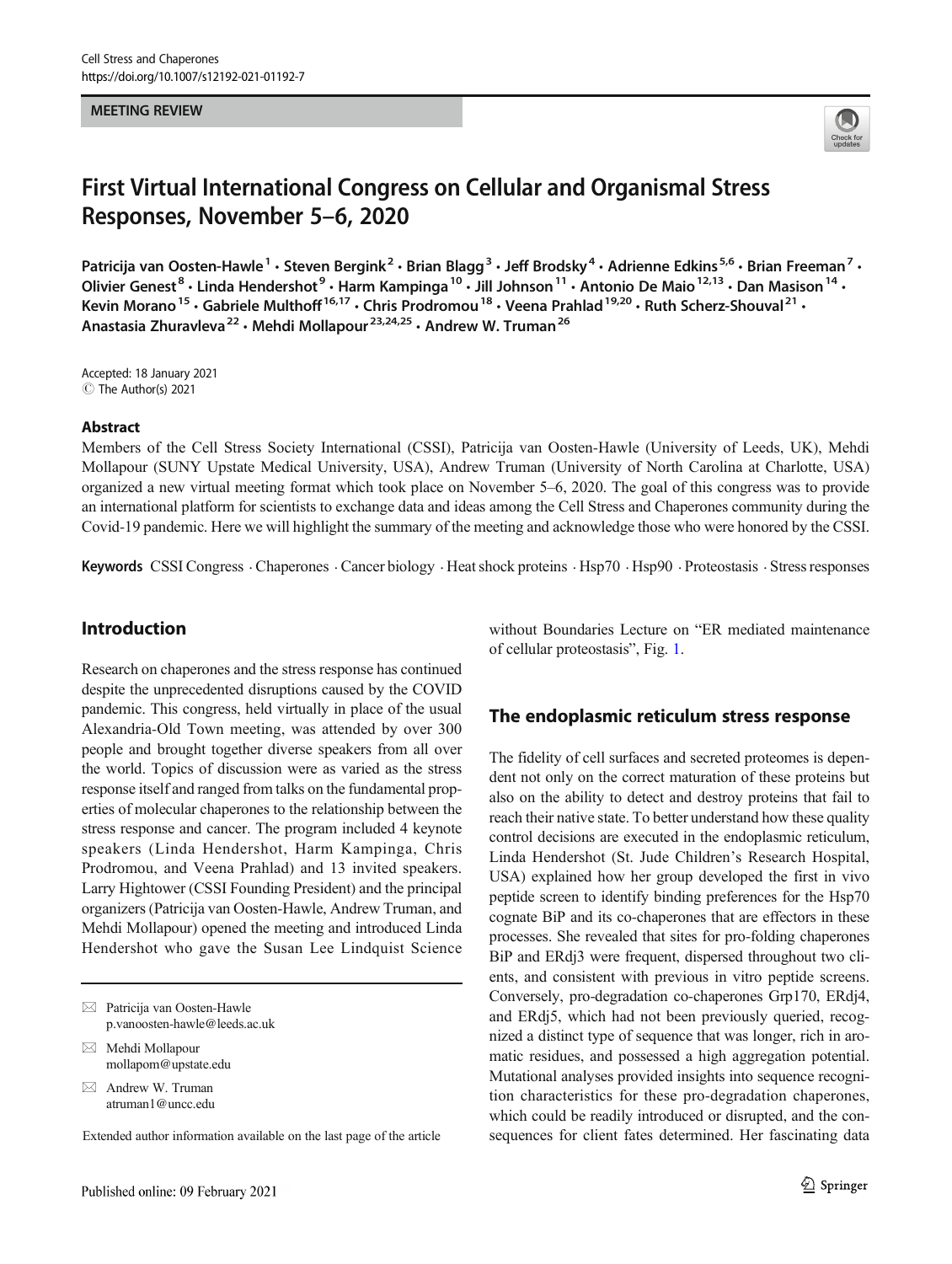MEETING REVIEW

# First Virtual International Congress on Cellular and Organismal Stress Responses, November 5–6, 2020

Patricija van Oosten-Hawle[1] · Steven Bergink[2] · Brian Blagg[3] · Jeff Brodsky[4] · Adrienne Edkins[5,6] · Brian Freeman[7] · Olivier Genest[8] · Linda Hendershot[9] · Harm Kampinga[10] · Jill Johnson[11] · Antonio De Maio[12,13] · Dan Masison[14] · Kevin Morano[15] · Gabriele Multhoff[16,17] · Chris Prodromou[18] · Veena Prahlad[19,20] · Ruth Scherz-Shouval[21] · Anastasia Zhuravleva[22] · Mehdi Mollapour[23,24,25] · Andrew W. Truman[26]

Accepted: 18 January 2021
© The Author(s) 2021

## Abstract

Members of the Cell Stress Society International (CSSI), Patricija van Oosten-Hawle (University of Leeds, UK), Mehdi Mollapour (SUNY Upstate Medical University, USA), Andrew Truman (University of North Carolina at Charlotte, USA) organized a new virtual meeting format which took place on November 5–6, 2020. The goal of this congress was to provide an international platform for scientists to exchange data and ideas among the Cell Stress and Chaperones community during the Covid-19 pandemic. Here we will highlight the summary of the meeting and acknowledge those who were honored by the CSSI.

**Keywords** CSSI Congress · Chaperones · Cancer biology · Heat shock proteins · Hsp70 · Hsp90 · Proteostasis · Stress responses

## Introduction

Research on chaperones and the stress response has continued despite the unprecedented disruptions caused by the COVID pandemic. This congress, held virtually in place of the usual Alexandria-Old Town meeting, was attended by over 300 people and brought together diverse speakers from all over the world. Topics of discussion were as varied as the stress response itself and ranged from talks on the fundamental properties of molecular chaperones to the relationship between the stress response and cancer. The program included 4 keynote speakers (Linda Hendershot, Harm Kampinga, Chris Prodromou, and Veena Prahlad) and 13 invited speakers. Larry Hightower (CSSI Founding President) and the principal organizers (Patricija van Oosten-Hawle, Andrew Truman, and Mehdi Mollapour) opened the meeting and introduced Linda Hendershot who gave the Susan Lee Lindquist Science without Boundaries Lecture on "ER mediated maintenance of cellular proteostasis", Fig. 1.

✉ Patricija van Oosten-Hawle
p.vanoosten-hawle@leeds.ac.uk

✉ Mehdi Mollapour
mollapom@upstate.edu

✉ Andrew W. Truman
atruman1@uncc.edu

Extended author information available on the last page of the article

## The endoplasmic reticulum stress response

The fidelity of cell surfaces and secreted proteomes is dependent not only on the correct maturation of these proteins but also on the ability to detect and destroy proteins that fail to reach their native state. To better understand how these quality control decisions are executed in the endoplasmic reticulum, Linda Hendershot (St. Jude Children's Research Hospital, USA) explained how her group developed the first in vivo peptide screen to identify binding preferences for the Hsp70 cognate BiP and its co-chaperones that are effectors in these processes. She revealed that sites for pro-folding chaperones BiP and ERdj3 were frequent, dispersed throughout two clients, and consistent with previous in vitro peptide screens. Conversely, pro-degradation co-chaperones Grp170, ERdj4, and ERdj5, which had not been previously queried, recognized a distinct type of sequence that was longer, rich in aromatic residues, and possessed a high aggregation potential. Mutational analyses provided insights into sequence recognition characteristics for these pro-degradation chaperones, which could be readily introduced or disrupted, and the consequences for client fates determined. Her fascinating data

Published online: 09 February 2021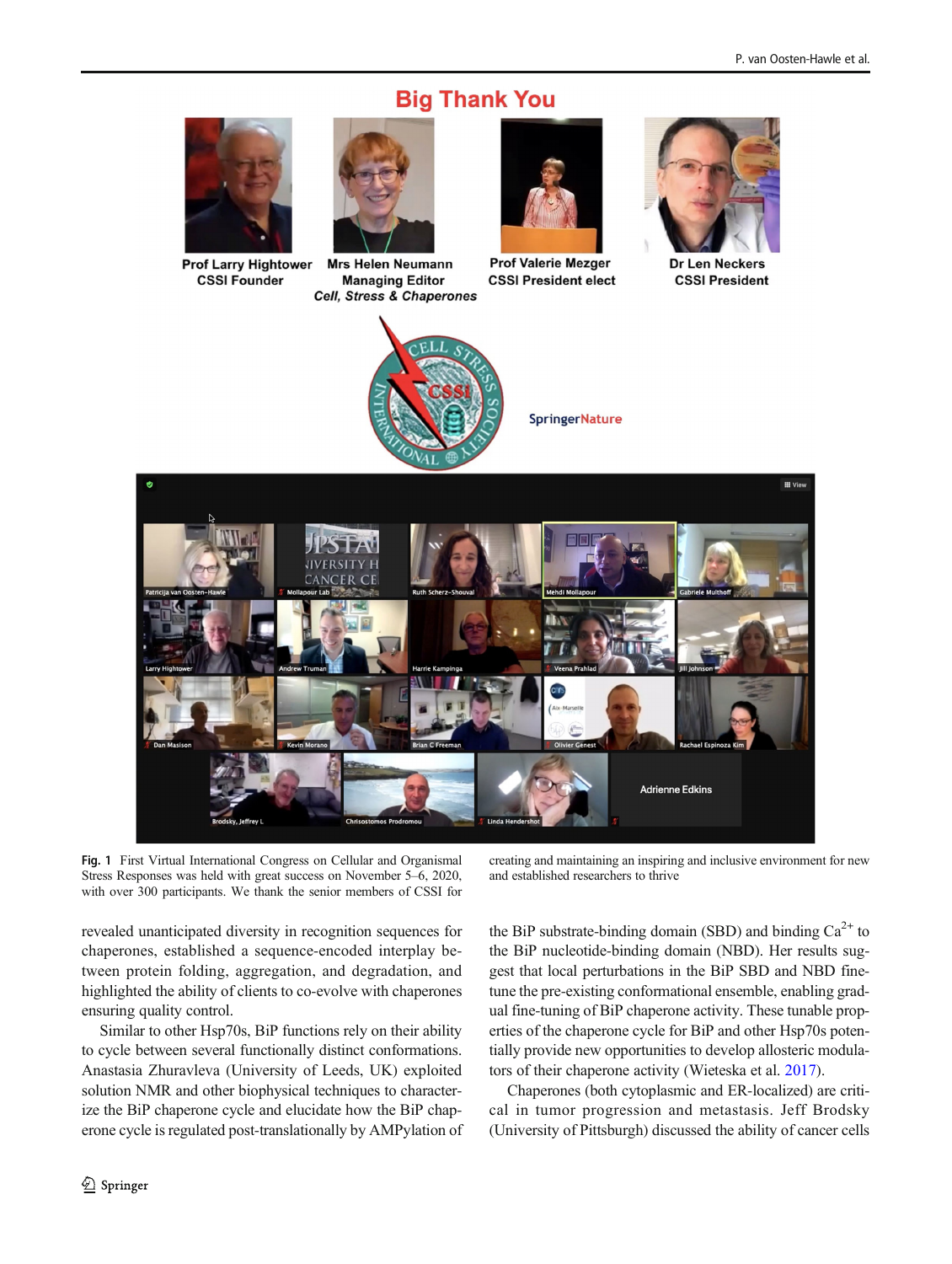**Fig. 1** First Virtual International Congress on Cellular and Organismal Stress Responses was held with great success on November 5–6, 2020, with over 300 participants. We thank the senior members of CSSI for creating and maintaining an inspiring and inclusive environment for new and established researchers to thrive

revealed unanticipated diversity in recognition sequences for chaperones, established a sequence-encoded interplay between protein folding, aggregation, and degradation, and highlighted the ability of clients to co-evolve with chaperones ensuring quality control.

Similar to other Hsp70s, BiP functions rely on their ability to cycle between several functionally distinct conformations. Anastasia Zhuravleva (University of Leeds, UK) exploited solution NMR and other biophysical techniques to characterize the BiP chaperone cycle and elucidate how the BiP chaperone cycle is regulated post-translationally by AMPylation of the BiP substrate-binding domain (SBD) and binding $Ca^{2+}$ to the BiP nucleotide-binding domain (NBD). Her results suggest that local perturbations in the BiP SBD and NBD fine-tune the pre-existing conformational ensemble, enabling gradual fine-tuning of BiP chaperone activity. These tunable properties of the chaperone cycle for BiP and other Hsp70s potentially provide new opportunities to develop allosteric modulators of their chaperone activity (Wieteska et al. 2017).

Chaperones (both cytoplasmic and ER-localized) are critical in tumor progression and metastasis. Jeff Brodsky (University of Pittsburgh) discussed the ability of cancer cells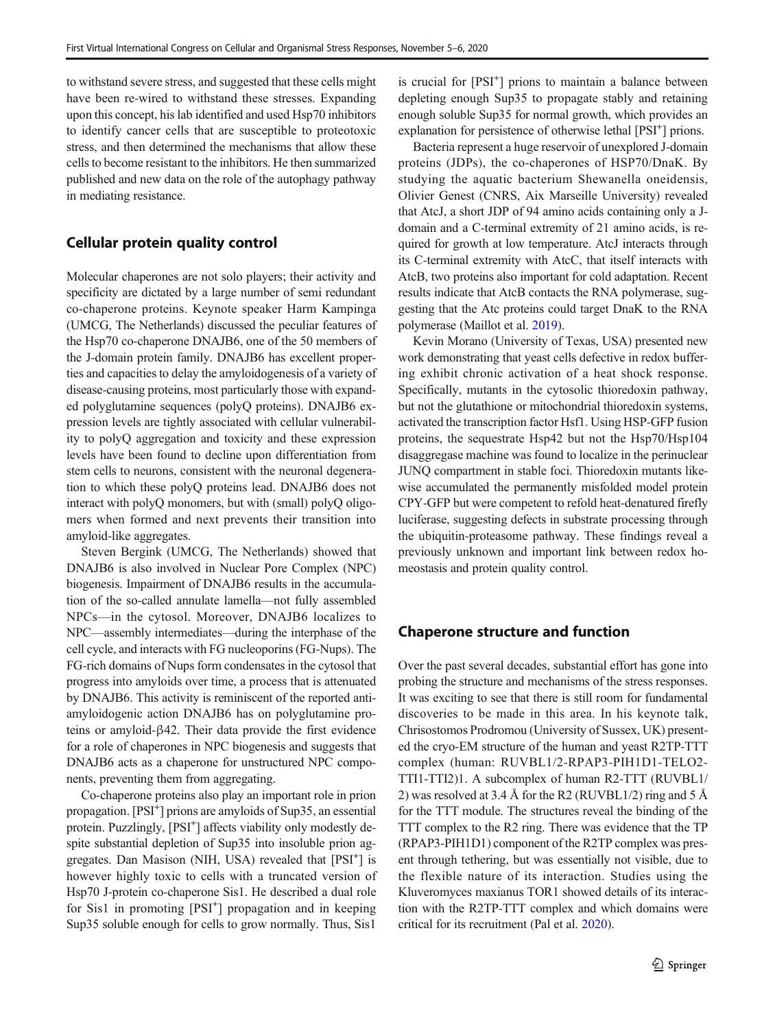to withstand severe stress, and suggested that these cells might have been re-wired to withstand these stresses. Expanding upon this concept, his lab identified and used Hsp70 inhibitors to identify cancer cells that are susceptible to proteotoxic stress, and then determined the mechanisms that allow these cells to become resistant to the inhibitors. He then summarized published and new data on the role of the autophagy pathway in mediating resistance.

## Cellular protein quality control

Molecular chaperones are not solo players; their activity and specificity are dictated by a large number of semi redundant co-chaperone proteins. Keynote speaker Harm Kampinga (UMCG, The Netherlands) discussed the peculiar features of the Hsp70 co-chaperone DNAJB6, one of the 50 members of the J-domain protein family. DNAJB6 has excellent properties and capacities to delay the amyloidogenesis of a variety of disease-causing proteins, most particularly those with expanded polyglutamine sequences (polyQ proteins). DNAJB6 expression levels are tightly associated with cellular vulnerability to polyQ aggregation and toxicity and these expression levels have been found to decline upon differentiation from stem cells to neurons, consistent with the neuronal degeneration to which these polyQ proteins lead. DNAJB6 does not interact with polyQ monomers, but with (small) polyQ oligomers when formed and next prevents their transition into amyloid-like aggregates.

Steven Bergink (UMCG, The Netherlands) showed that DNAJB6 is also involved in Nuclear Pore Complex (NPC) biogenesis. Impairment of DNAJB6 results in the accumulation of the so-called annulate lamella—not fully assembled NPCs—in the cytosol. Moreover, DNAJB6 localizes to NPC—assembly intermediates—during the interphase of the cell cycle, and interacts with FG nucleoporins (FG-Nups). The FG-rich domains of Nups form condensates in the cytosol that progress into amyloids over time, a process that is attenuated by DNAJB6. This activity is reminiscent of the reported anti-amyloidogenic action DNAJB6 has on polyglutamine proteins or amyloid-β42. Their data provide the first evidence for a role of chaperones in NPC biogenesis and suggests that DNAJB6 acts as a chaperone for unstructured NPC components, preventing them from aggregating.

Co-chaperone proteins also play an important role in prion propagation. [PSI$^+$] prions are amyloids of Sup35, an essential protein. Puzzlingly, [PSI$^+$] affects viability only modestly despite substantial depletion of Sup35 into insoluble prion aggregates. Dan Masison (NIH, USA) revealed that [PSI$^+$] is however highly toxic to cells with a truncated version of Hsp70 J-protein co-chaperone Sis1. He described a dual role for Sis1 in promoting [PSI$^+$] propagation and in keeping Sup35 soluble enough for cells to grow normally. Thus, Sis1 is crucial for [PSI$^+$] prions to maintain a balance between depleting enough Sup35 to propagate stably and retaining enough soluble Sup35 for normal growth, which provides an explanation for persistence of otherwise lethal [PSI$^+$] prions.

Bacteria represent a huge reservoir of unexplored J-domain proteins (JDPs), the co-chaperones of HSP70/DnaK. By studying the aquatic bacterium Shewanella oneidensis, Olivier Genest (CNRS, Aix Marseille University) revealed that AtcJ, a short JDP of 94 amino acids containing only a J-domain and a C-terminal extremity of 21 amino acids, is required for growth at low temperature. AtcJ interacts through its C-terminal extremity with AtcC, that itself interacts with AtcB, two proteins also important for cold adaptation. Recent results indicate that AtcB contacts the RNA polymerase, suggesting that the Atc proteins could target DnaK to the RNA polymerase (Maillot et al. 2019).

Kevin Morano (University of Texas, USA) presented new work demonstrating that yeast cells defective in redox buffering exhibit chronic activation of a heat shock response. Specifically, mutants in the cytosolic thioredoxin pathway, but not the glutathione or mitochondrial thioredoxin systems, activated the transcription factor Hsf1. Using HSP-GFP fusion proteins, the sequestrate Hsp42 but not the Hsp70/Hsp104 disaggregase machine was found to localize in the perinuclear JUNQ compartment in stable foci. Thioredoxin mutants likewise accumulated the permanently misfolded model protein CPY-GFP but were competent to refold heat-denatured firefly luciferase, suggesting defects in substrate processing through the ubiquitin-proteasome pathway. These findings reveal a previously unknown and important link between redox homeostasis and protein quality control.

## Chaperone structure and function

Over the past several decades, substantial effort has gone into probing the structure and mechanisms of the stress responses. It was exciting to see that there is still room for fundamental discoveries to be made in this area. In his keynote talk, Chrisostomos Prodromou (University of Sussex, UK) presented the cryo-EM structure of the human and yeast R2TP-TTT complex (human: RUVBL1/2-RPAP3-PIH1D1-TELO2-TTI1-TTI2)1. A subcomplex of human R2-TTT (RUVBL1/2) was resolved at 3.4 Å for the R2 (RUVBL1/2) ring and 5 Å for the TTT module. The structures reveal the binding of the TTT complex to the R2 ring. There was evidence that the TP (RPAP3-PIH1D1) component of the R2TP complex was present through tethering, but was essentially not visible, due to the flexible nature of its interaction. Studies using the Kluveromyces maxianus TOR1 showed details of its interaction with the R2TP-TTT complex and which domains were critical for its recruitment (Pal et al. 2020).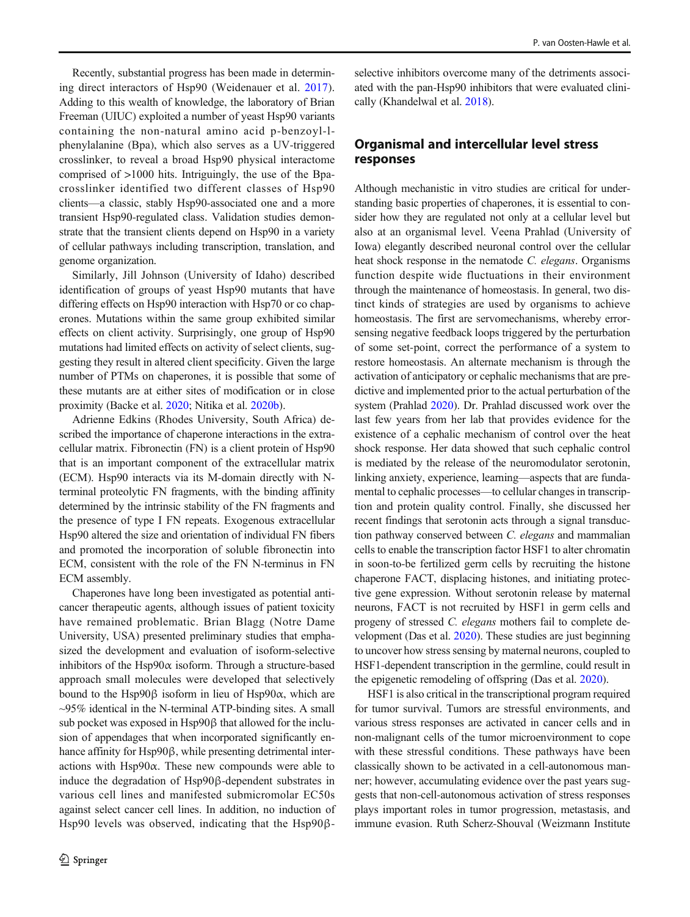Recently, substantial progress has been made in determining direct interactors of Hsp90 (Weidenauer et al. 2017). Adding to this wealth of knowledge, the laboratory of Brian Freeman (UIUC) exploited a number of yeast Hsp90 variants containing the non-natural amino acid p-benzoyl-l-phenylalanine (Bpa), which also serves as a UV-triggered crosslinker, to reveal a broad Hsp90 physical interactome comprised of >1000 hits. Intriguingly, the use of the Bpa-crosslinker identified two different classes of Hsp90 clients—a classic, stably Hsp90-associated one and a more transient Hsp90-regulated class. Validation studies demonstrate that the transient clients depend on Hsp90 in a variety of cellular pathways including transcription, translation, and genome organization.

Similarly, Jill Johnson (University of Idaho) described identification of groups of yeast Hsp90 mutants that have differing effects on Hsp90 interaction with Hsp70 or co chaperones. Mutations within the same group exhibited similar effects on client activity. Surprisingly, one group of Hsp90 mutations had limited effects on activity of select clients, suggesting they result in altered client specificity. Given the large number of PTMs on chaperones, it is possible that some of these mutants are at either sites of modification or in close proximity (Backe et al. 2020; Nitika et al. 2020b).

Adrienne Edkins (Rhodes University, South Africa) described the importance of chaperone interactions in the extracellular matrix. Fibronectin (FN) is a client protein of Hsp90 that is an important component of the extracellular matrix (ECM). Hsp90 interacts via its M-domain directly with N-terminal proteolytic FN fragments, with the binding affinity determined by the intrinsic stability of the FN fragments and the presence of type I FN repeats. Exogenous extracellular Hsp90 altered the size and orientation of individual FN fibers and promoted the incorporation of soluble fibronectin into ECM, consistent with the role of the FN N-terminus in FN ECM assembly.

Chaperones have long been investigated as potential anticancer therapeutic agents, although issues of patient toxicity have remained problematic. Brian Blagg (Notre Dame University, USA) presented preliminary studies that emphasized the development and evaluation of isoform-selective inhibitors of the Hsp90α isoform. Through a structure-based approach small molecules were developed that selectively bound to the Hsp90β isoform in lieu of Hsp90α, which are ~95% identical in the N-terminal ATP-binding sites. A small sub pocket was exposed in Hsp90β that allowed for the inclusion of appendages that when incorporated significantly enhance affinity for Hsp90β, while presenting detrimental interactions with Hsp90α. These new compounds were able to induce the degradation of Hsp90β-dependent substrates in various cell lines and manifested submicromolar EC50s against select cancer cell lines. In addition, no induction of Hsp90 levels was observed, indicating that the Hsp90β-selective inhibitors overcome many of the detriments associated with the pan-Hsp90 inhibitors that were evaluated clinically (Khandelwal et al. 2018).

## Organismal and intercellular level stress responses

Although mechanistic in vitro studies are critical for understanding basic properties of chaperones, it is essential to consider how they are regulated not only at a cellular level but also at an organismal level. Veena Prahlad (University of Iowa) elegantly described neuronal control over the cellular heat shock response in the nematode *C. elegans*. Organisms function despite wide fluctuations in their environment through the maintenance of homeostasis. In general, two distinct kinds of strategies are used by organisms to achieve homeostasis. The first are servomechanisms, whereby error-sensing negative feedback loops triggered by the perturbation of some set-point, correct the performance of a system to restore homeostasis. An alternate mechanism is through the activation of anticipatory or cephalic mechanisms that are predictive and implemented prior to the actual perturbation of the system (Prahlad 2020). Dr. Prahlad discussed work over the last few years from her lab that provides evidence for the existence of a cephalic mechanism of control over the heat shock response. Her data showed that such cephalic control is mediated by the release of the neuromodulator serotonin, linking anxiety, experience, learning—aspects that are fundamental to cephalic processes—to cellular changes in transcription and protein quality control. Finally, she discussed her recent findings that serotonin acts through a signal transduction pathway conserved between *C. elegans* and mammalian cells to enable the transcription factor HSF1 to alter chromatin in soon-to-be fertilized germ cells by recruiting the histone chaperone FACT, displacing histones, and initiating protective gene expression. Without serotonin release by maternal neurons, FACT is not recruited by HSF1 in germ cells and progeny of stressed *C. elegans* mothers fail to complete development (Das et al. 2020). These studies are just beginning to uncover how stress sensing by maternal neurons, coupled to HSF1-dependent transcription in the germline, could result in the epigenetic remodeling of offspring (Das et al. 2020).

HSF1 is also critical in the transcriptional program required for tumor survival. Tumors are stressful environments, and various stress responses are activated in cancer cells and in non-malignant cells of the tumor microenvironment to cope with these stressful conditions. These pathways have been classically shown to be activated in a cell-autonomous manner; however, accumulating evidence over the past years suggests that non-cell-autonomous activation of stress responses plays important roles in tumor progression, metastasis, and immune evasion. Ruth Scherz-Shouval (Weizmann Institute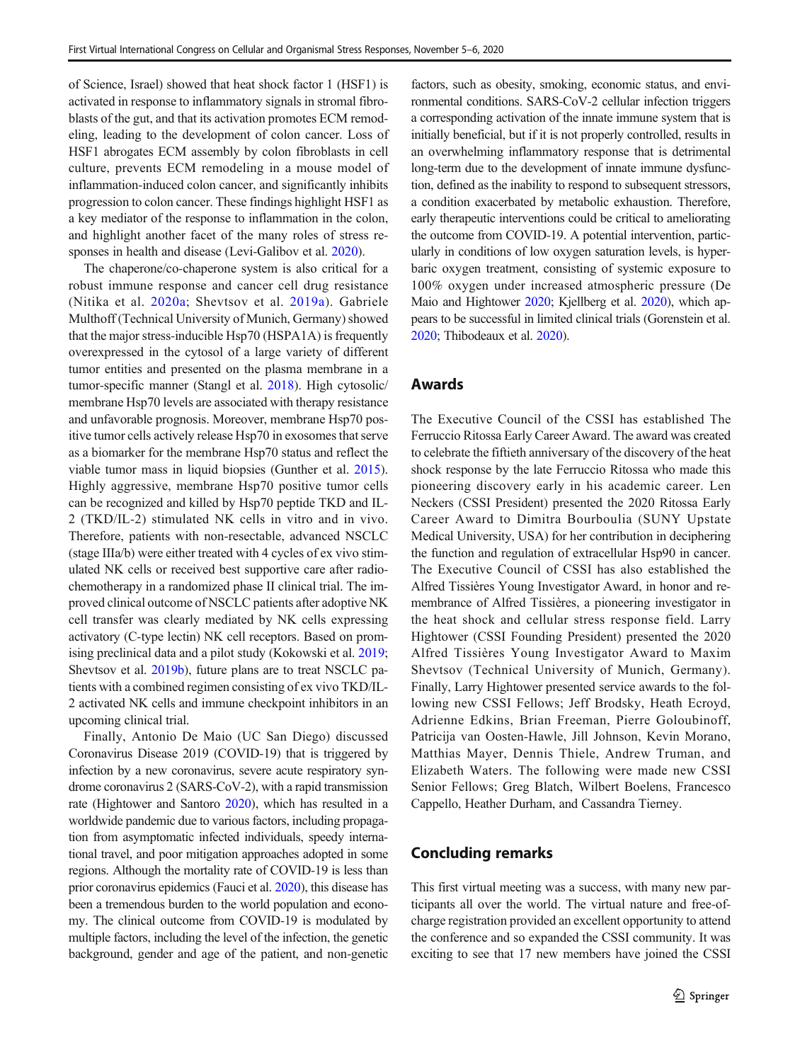of Science, Israel) showed that heat shock factor 1 (HSF1) is activated in response to inflammatory signals in stromal fibroblasts of the gut, and that its activation promotes ECM remodeling, leading to the development of colon cancer. Loss of HSF1 abrogates ECM assembly by colon fibroblasts in cell culture, prevents ECM remodeling in a mouse model of inflammation-induced colon cancer, and significantly inhibits progression to colon cancer. These findings highlight HSF1 as a key mediator of the response to inflammation in the colon, and highlight another facet of the many roles of stress responses in health and disease (Levi-Galibov et al. 2020).

The chaperone/co-chaperone system is also critical for a robust immune response and cancer cell drug resistance (Nitika et al. 2020a; Shevtsov et al. 2019a). Gabriele Multhoff (Technical University of Munich, Germany) showed that the major stress-inducible Hsp70 (HSPA1A) is frequently overexpressed in the cytosol of a large variety of different tumor entities and presented on the plasma membrane in a tumor-specific manner (Stangl et al. 2018). High cytosolic/membrane Hsp70 levels are associated with therapy resistance and unfavorable prognosis. Moreover, membrane Hsp70 positive tumor cells actively release Hsp70 in exosomes that serve as a biomarker for the membrane Hsp70 status and reflect the viable tumor mass in liquid biopsies (Gunther et al. 2015). Highly aggressive, membrane Hsp70 positive tumor cells can be recognized and killed by Hsp70 peptide TKD and IL-2 (TKD/IL-2) stimulated NK cells in vitro and in vivo. Therefore, patients with non-resectable, advanced NSCLC (stage IIIa/b) were either treated with 4 cycles of ex vivo stimulated NK cells or received best supportive care after radiochemotherapy in a randomized phase II clinical trial. The improved clinical outcome of NSCLC patients after adoptive NK cell transfer was clearly mediated by NK cells expressing activatory (C-type lectin) NK cell receptors. Based on promising preclinical data and a pilot study (Kokowski et al. 2019; Shevtsov et al. 2019b), future plans are to treat NSCLC patients with a combined regimen consisting of ex vivo TKD/IL-2 activated NK cells and immune checkpoint inhibitors in an upcoming clinical trial.

Finally, Antonio De Maio (UC San Diego) discussed Coronavirus Disease 2019 (COVID-19) that is triggered by infection by a new coronavirus, severe acute respiratory syndrome coronavirus 2 (SARS-CoV-2), with a rapid transmission rate (Hightower and Santoro 2020), which has resulted in a worldwide pandemic due to various factors, including propagation from asymptomatic infected individuals, speedy international travel, and poor mitigation approaches adopted in some regions. Although the mortality rate of COVID-19 is less than prior coronavirus epidemics (Fauci et al. 2020), this disease has been a tremendous burden to the world population and economy. The clinical outcome from COVID-19 is modulated by multiple factors, including the level of the infection, the genetic background, gender and age of the patient, and non-genetic factors, such as obesity, smoking, economic status, and environmental conditions. SARS-CoV-2 cellular infection triggers a corresponding activation of the innate immune system that is initially beneficial, but if it is not properly controlled, results in an overwhelming inflammatory response that is detrimental long-term due to the development of innate immune dysfunction, defined as the inability to respond to subsequent stressors, a condition exacerbated by metabolic exhaustion. Therefore, early therapeutic interventions could be critical to ameliorating the outcome from COVID-19. A potential intervention, particularly in conditions of low oxygen saturation levels, is hyperbaric oxygen treatment, consisting of systemic exposure to 100% oxygen under increased atmospheric pressure (De Maio and Hightower 2020; Kjellberg et al. 2020), which appears to be successful in limited clinical trials (Gorenstein et al. 2020; Thibodeaux et al. 2020).

## Awards

The Executive Council of the CSSI has established The Ferruccio Ritossa Early Career Award. The award was created to celebrate the fiftieth anniversary of the discovery of the heat shock response by the late Ferruccio Ritossa who made this pioneering discovery early in his academic career. Len Neckers (CSSI President) presented the 2020 Ritossa Early Career Award to Dimitra Bourboulia (SUNY Upstate Medical University, USA) for her contribution in deciphering the function and regulation of extracellular Hsp90 in cancer. The Executive Council of CSSI has also established the Alfred Tissières Young Investigator Award, in honor and remembrance of Alfred Tissières, a pioneering investigator in the heat shock and cellular stress response field. Larry Hightower (CSSI Founding President) presented the 2020 Alfred Tissières Young Investigator Award to Maxim Shevtsov (Technical University of Munich, Germany). Finally, Larry Hightower presented service awards to the following new CSSI Fellows; Jeff Brodsky, Heath Ecroyd, Adrienne Edkins, Brian Freeman, Pierre Goloubinoff, Patricija van Oosten-Hawle, Jill Johnson, Kevin Morano, Matthias Mayer, Dennis Thiele, Andrew Truman, and Elizabeth Waters. The following were made new CSSI Senior Fellows; Greg Blatch, Wilbert Boelens, Francesco Cappello, Heather Durham, and Cassandra Tierney.

## Concluding remarks

This first virtual meeting was a success, with many new participants all over the world. The virtual nature and free-of-charge registration provided an excellent opportunity to attend the conference and so expanded the CSSI community. It was exciting to see that 17 new members have joined the CSSI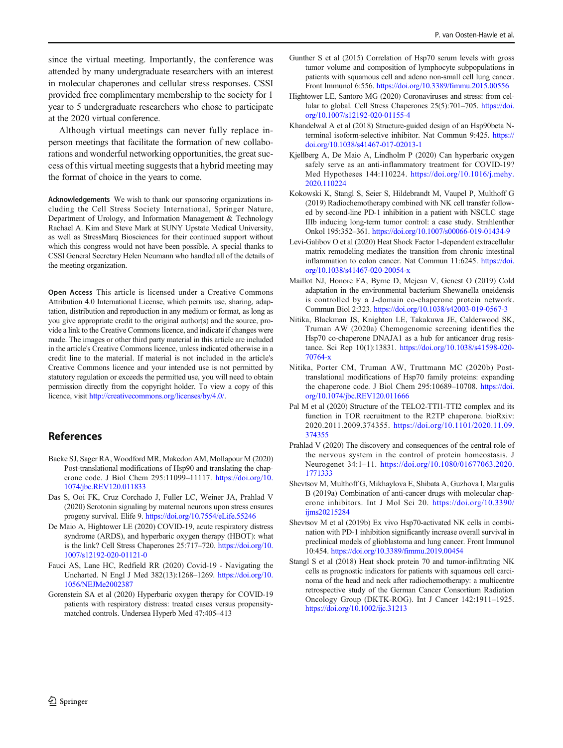since the virtual meeting. Importantly, the conference was attended by many undergraduate researchers with an interest in molecular chaperones and cellular stress responses. CSSI provided free complimentary membership to the society for 1 year to 5 undergraduate researchers who chose to participate at the 2020 virtual conference.

Although virtual meetings can never fully replace in-person meetings that facilitate the formation of new collaborations and wonderful networking opportunities, the great success of this virtual meeting suggests that a hybrid meeting may the format of choice in the years to come.

**Acknowledgements** We wish to thank our sponsoring organizations including the Cell Stress Society International, Springer Nature, Department of Urology, and Information Management & Technology Rachael A. Kim and Steve Mark at SUNY Upstate Medical University, as well as StressMarq Biosciences for their continued support without which this congress would not have been possible. A special thanks to CSSI General Secretary Helen Neumann who handled all of the details of the meeting organization.

**Open Access** This article is licensed under a Creative Commons Attribution 4.0 International License, which permits use, sharing, adaptation, distribution and reproduction in any medium or format, as long as you give appropriate credit to the original author(s) and the source, provide a link to the Creative Commons licence, and indicate if changes were made. The images or other third party material in this article are included in the article's Creative Commons licence, unless indicated otherwise in a credit line to the material. If material is not included in the article's Creative Commons licence and your intended use is not permitted by statutory regulation or exceeds the permitted use, you will need to obtain permission directly from the copyright holder. To view a copy of this licence, visit http://creativecommons.org/licenses/by/4.0/.

## References

Backe SJ, Sager RA, Woodford MR, Makedon AM, Mollapour M (2020) Post-translational modifications of Hsp90 and translating the chaperone code. J Biol Chem 295:11099–11117. https://doi.org/10.1074/jbc.REV120.011833

Das S, Ooi FK, Cruz Corchado J, Fuller LC, Weiner JA, Prahlad V (2020) Serotonin signaling by maternal neurons upon stress ensures progeny survival. Elife 9. https://doi.org/10.7554/eLife.55246

De Maio A, Hightower LE (2020) COVID-19, acute respiratory distress syndrome (ARDS), and hyperbaric oxygen therapy (HBOT): what is the link? Cell Stress Chaperones 25:717–720. https://doi.org/10.1007/s12192-020-01121-0

Fauci AS, Lane HC, Redfield RR (2020) Covid-19 - Navigating the Uncharted. N Engl J Med 382(13):1268–1269. https://doi.org/10.1056/NEJMe2002387

Gorenstein SA et al (2020) Hyperbaric oxygen therapy for COVID-19 patients with respiratory distress: treated cases versus propensity-matched controls. Undersea Hyperb Med 47:405–413

Gunther S et al (2015) Correlation of Hsp70 serum levels with gross tumor volume and composition of lymphocyte subpopulations in patients with squamous cell and adeno non-small cell lung cancer. Front Immunol 6:556. https://doi.org/10.3389/fimmu.2015.00556

Hightower LE, Santoro MG (2020) Coronaviruses and stress: from cellular to global. Cell Stress Chaperones 25(5):701–705. https://doi.org/10.1007/s12192-020-01155-4

Khandelwal A et al (2018) Structure-guided design of an Hsp90beta N-terminal isoform-selective inhibitor. Nat Commun 9:425. https://doi.org/10.1038/s41467-017-02013-1

Kjellberg A, De Maio A, Lindholm P (2020) Can hyperbaric oxygen safely serve as an anti-inflammatory treatment for COVID-19? Med Hypotheses 144:110224. https://doi.org/10.1016/j.mehy.2020.110224

Kokowski K, Stangl S, Seier S, Hildebrandt M, Vaupel P, Multhoff G (2019) Radiochemotherapy combined with NK cell transfer followed by second-line PD-1 inhibition in a patient with NSCLC stage IIIb inducing long-term tumor control: a case study. Strahlenther Onkol 195:352–361. https://doi.org/10.1007/s00066-019-01434-9

Levi-Galibov O et al (2020) Heat Shock Factor 1-dependent extracellular matrix remodeling mediates the transition from chronic intestinal inflammation to colon cancer. Nat Commun 11:6245. https://doi.org/10.1038/s41467-020-20054-x

Maillot NJ, Honore FA, Byrne D, Mejean V, Genest O (2019) Cold adaptation in the environmental bacterium Shewanella oneidensis is controlled by a J-domain co-chaperone protein network. Commun Biol 2:323. https://doi.org/10.1038/s42003-019-0567-3

Nitika, Blackman JS, Knighton LE, Takakuwa JE, Calderwood SK, Truman AW (2020a) Chemogenomic screening identifies the Hsp70 co-chaperone DNAJA1 as a hub for anticancer drug resistance. Sci Rep 10(1):13831. https://doi.org/10.1038/s41598-020-70764-x

Nitika, Porter CM, Truman AW, Truttmann MC (2020b) Post-translational modifications of Hsp70 family proteins: expanding the chaperone code. J Biol Chem 295:10689–10708. https://doi.org/10.1074/jbc.REV120.011666

Pal M et al (2020) Structure of the TELO2-TTI1-TTI2 complex and its function in TOR recruitment to the R2TP chaperone. bioRxiv: 2020.2011.2009.374355. https://doi.org/10.1101/2020.11.09.374355

Prahlad V (2020) The discovery and consequences of the central role of the nervous system in the control of protein homeostasis. J Neurogenet 34:1–11. https://doi.org/10.1080/01677063.2020.1771333

Shevtsov M, Multhoff G, Mikhaylova E, Shibata A, Guzhova I, Margulis B (2019a) Combination of anti-cancer drugs with molecular chaperone inhibitors. Int J Mol Sci 20. https://doi.org/10.3390/ijms20215284

Shevtsov M et al (2019b) Ex vivo Hsp70-activated NK cells in combination with PD-1 inhibition significantly increase overall survival in preclinical models of glioblastoma and lung cancer. Front Immunol 10:454. https://doi.org/10.3389/fimmu.2019.00454

Stangl S et al (2018) Heat shock protein 70 and tumor-infiltrating NK cells as prognostic indicators for patients with squamous cell carcinoma of the head and neck after radiochemotherapy: a multicentre retrospective study of the German Cancer Consortium Radiation Oncology Group (DKTK-ROG). Int J Cancer 142:1911–1925. https://doi.org/10.1002/ijc.31213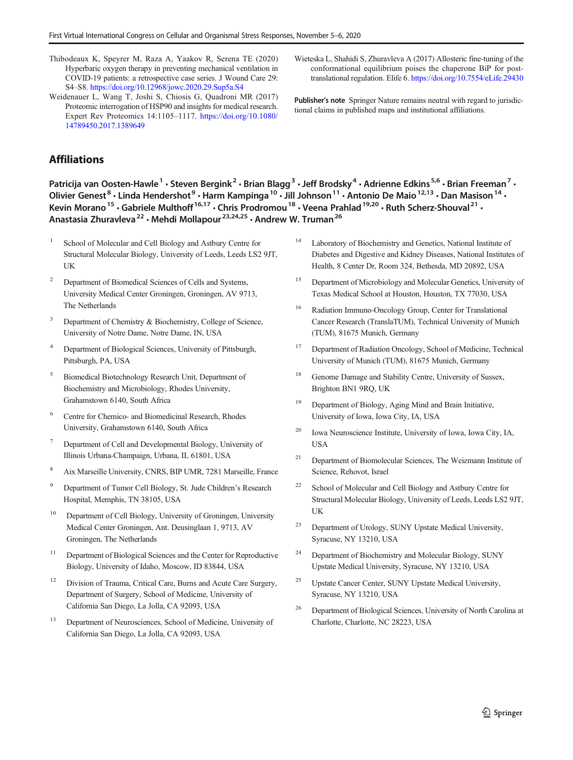Thibodeaux K, Speyrer M, Raza A, Yaakov R, Serena TE (2020) Hyperbaric oxygen therapy in preventing mechanical ventilation in COVID-19 patients: a retrospective case series. J Wound Care 29: S4–S8. https://doi.org/10.12968/jowc.2020.29.Sup5a.S4

Weidenauer L, Wang T, Joshi S, Chiosis G, Quadroni MR (2017) Proteomic interrogation of HSP90 and insights for medical research. Expert Rev Proteomics 14:1105–1117. https://doi.org/10.1080/14789450.2017.1389649

Wieteska L, Shahidi S, Zhuravleva A (2017) Allosteric fine-tuning of the conformational equilibrium poises the chaperone BiP for post-translational regulation. Elife 6. https://doi.org/10.7554/eLife.29430

**Publisher's note** Springer Nature remains neutral with regard to jurisdictional claims in published maps and institutional affiliations.

## Affiliations

**Patricija van Oosten-Hawle[1] · Steven Bergink[2] · Brian Blagg[3] · Jeff Brodsky[4] · Adrienne Edkins[5,6] · Brian Freeman[7] · Olivier Genest[8] · Linda Hendershot[9] · Harm Kampinga[10] · Jill Johnson[11] · Antonio De Maio[12,13] · Dan Masison[14] · Kevin Morano[15] · Gabriele Multhoff[16,17] · Chris Prodromou[18] · Veena Prahlad[19,20] · Ruth Scherz-Shouval[21] · Anastasia Zhuravleva[22] · Mehdi Mollapour[23,24,25] · Andrew W. Truman[26]**

1. School of Molecular and Cell Biology and Astbury Centre for Structural Molecular Biology, University of Leeds, Leeds LS2 9JT, UK
2. Department of Biomedical Sciences of Cells and Systems, University Medical Center Groningen, Groningen, AV 9713, The Netherlands
3. Department of Chemistry & Biochemistry, College of Science, University of Notre Dame, Notre Dame, IN, USA
4. Department of Biological Sciences, University of Pittsburgh, Pittsburgh, PA, USA
5. Biomedical Biotechnology Research Unit, Department of Biochemistry and Microbiology, Rhodes University, Grahamstown 6140, South Africa
6. Centre for Chemico- and Biomedicinal Research, Rhodes University, Grahamstown 6140, South Africa
7. Department of Cell and Developmental Biology, University of Illinois Urbana-Champaign, Urbana, IL 61801, USA
8. Aix Marseille University, CNRS, BIP UMR, 7281 Marseille, France
9. Department of Tumor Cell Biology, St. Jude Children's Research Hospital, Memphis, TN 38105, USA
10. Department of Cell Biology, University of Groningen, University Medical Center Groningen, Ant. Deusinglaan 1, 9713, AV Groningen, The Netherlands
11. Department of Biological Sciences and the Center for Reproductive Biology, University of Idaho, Moscow, ID 83844, USA
12. Division of Trauma, Critical Care, Burns and Acute Care Surgery, Department of Surgery, School of Medicine, University of California San Diego, La Jolla, CA 92093, USA
13. Department of Neurosciences, School of Medicine, University of California San Diego, La Jolla, CA 92093, USA
14. Laboratory of Biochemistry and Genetics, National Institute of Diabetes and Digestive and Kidney Diseases, National Institutes of Health, 8 Center Dr, Room 324, Bethesda, MD 20892, USA
15. Department of Microbiology and Molecular Genetics, University of Texas Medical School at Houston, Houston, TX 77030, USA
16. Radiation Immuno-Oncology Group, Center for Translational Cancer Research (TranslaTUM), Technical University of Munich (TUM), 81675 Munich, Germany
17. Department of Radiation Oncology, School of Medicine, Technical University of Munich (TUM), 81675 Munich, Germany
18. Genome Damage and Stability Centre, University of Sussex, Brighton BN1 9RQ, UK
19. Department of Biology, Aging Mind and Brain Initiative, University of Iowa, Iowa City, IA, USA
20. Iowa Neuroscience Institute, University of Iowa, Iowa City, IA, USA
21. Department of Biomolecular Sciences, The Weizmann Institute of Science, Rehovot, Israel
22. School of Molecular and Cell Biology and Astbury Centre for Structural Molecular Biology, University of Leeds, Leeds LS2 9JT, UK
23. Department of Urology, SUNY Upstate Medical University, Syracuse, NY 13210, USA
24. Department of Biochemistry and Molecular Biology, SUNY Upstate Medical University, Syracuse, NY 13210, USA
25. Upstate Cancer Center, SUNY Upstate Medical University, Syracuse, NY 13210, USA
26. Department of Biological Sciences, University of North Carolina at Charlotte, Charlotte, NC 28223, USA